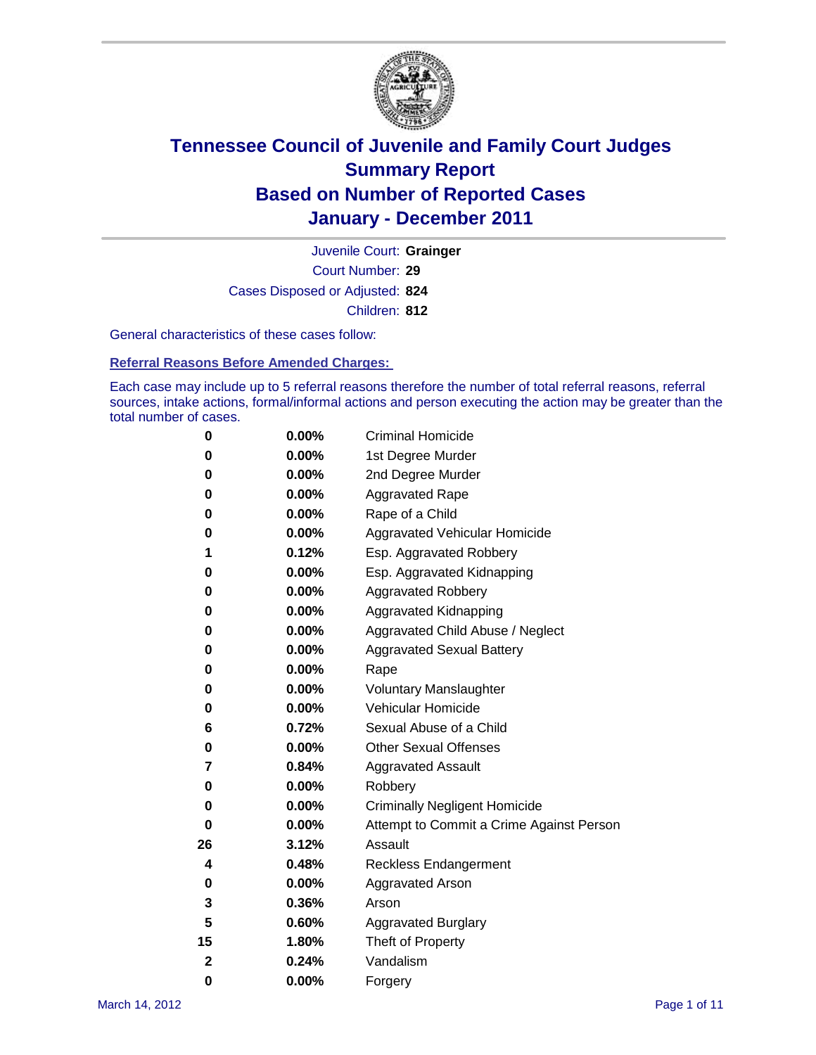# Tennessee Council of Juvenile and Family Court Judges
# Summary Report
# Based on Number of Reported Cases
# January - December 2011

Juvenile Court: **Grainger**

Court Number: **29**

Cases Disposed or Adjusted: **824**

Children: **812**

General characteristics of these cases follow:

## Referral Reasons Before Amended Charges:

Each case may include up to 5 referral reasons therefore the number of total referral reasons, referral sources, intake actions, formal/informal actions and person executing the action may be greater than the total number of cases.

| | | |
|---|---|---|
| 0 | 0.00% | Criminal Homicide |
| 0 | 0.00% | 1st Degree Murder |
| 0 | 0.00% | 2nd Degree Murder |
| 0 | 0.00% | Aggravated Rape |
| 0 | 0.00% | Rape of a Child |
| 0 | 0.00% | Aggravated Vehicular Homicide |
| 1 | 0.12% | Esp. Aggravated Robbery |
| 0 | 0.00% | Esp. Aggravated Kidnapping |
| 0 | 0.00% | Aggravated Robbery |
| 0 | 0.00% | Aggravated Kidnapping |
| 0 | 0.00% | Aggravated Child Abuse / Neglect |
| 0 | 0.00% | Aggravated Sexual Battery |
| 0 | 0.00% | Rape |
| 0 | 0.00% | Voluntary Manslaughter |
| 0 | 0.00% | Vehicular Homicide |
| 6 | 0.72% | Sexual Abuse of a Child |
| 0 | 0.00% | Other Sexual Offenses |
| 7 | 0.84% | Aggravated Assault |
| 0 | 0.00% | Robbery |
| 0 | 0.00% | Criminally Negligent Homicide |
| 0 | 0.00% | Attempt to Commit a Crime Against Person |
| 26 | 3.12% | Assault |
| 4 | 0.48% | Reckless Endangerment |
| 0 | 0.00% | Aggravated Arson |
| 3 | 0.36% | Arson |
| 5 | 0.60% | Aggravated Burglary |
| 15 | 1.80% | Theft of Property |
| 2 | 0.24% | Vandalism |
| 0 | 0.00% | Forgery |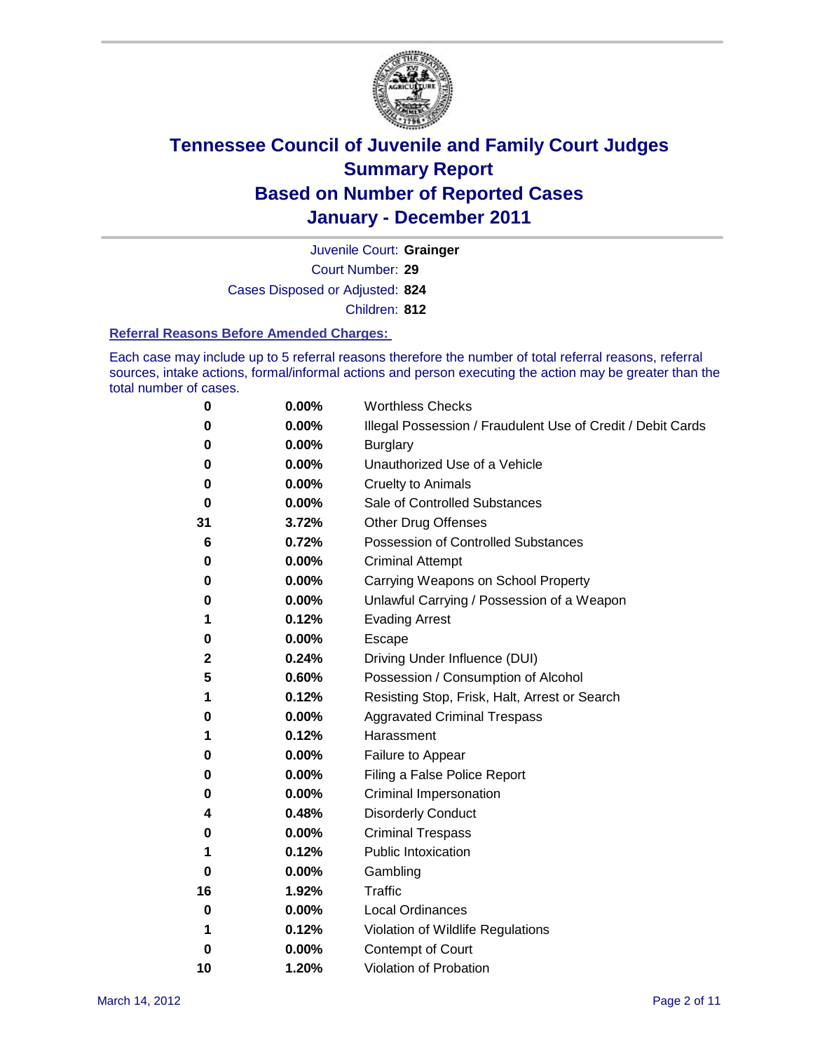# Tennessee Council of Juvenile and Family Court Judges
# Summary Report
# Based on Number of Reported Cases
# January - December 2011

Juvenile Court: **Grainger**

Court Number: **29**

Cases Disposed or Adjusted: **824**

Children: **812**

### Referral Reasons Before Amended Charges:

Each case may include up to 5 referral reasons therefore the number of total referral reasons, referral sources, intake actions, formal/informal actions and person executing the action may be greater than the total number of cases.

| Count | Percent | Referral Reason |
|---|---|---|
| 0 | 0.00% | Worthless Checks |
| 0 | 0.00% | Illegal Possession / Fraudulent Use of Credit / Debit Cards |
| 0 | 0.00% | Burglary |
| 0 | 0.00% | Unauthorized Use of a Vehicle |
| 0 | 0.00% | Cruelty to Animals |
| 0 | 0.00% | Sale of Controlled Substances |
| 31 | 3.72% | Other Drug Offenses |
| 6 | 0.72% | Possession of Controlled Substances |
| 0 | 0.00% | Criminal Attempt |
| 0 | 0.00% | Carrying Weapons on School Property |
| 0 | 0.00% | Unlawful Carrying / Possession of a Weapon |
| 1 | 0.12% | Evading Arrest |
| 0 | 0.00% | Escape |
| 2 | 0.24% | Driving Under Influence (DUI) |
| 5 | 0.60% | Possession / Consumption of Alcohol |
| 1 | 0.12% | Resisting Stop, Frisk, Halt, Arrest or Search |
| 0 | 0.00% | Aggravated Criminal Trespass |
| 1 | 0.12% | Harassment |
| 0 | 0.00% | Failure to Appear |
| 0 | 0.00% | Filing a False Police Report |
| 0 | 0.00% | Criminal Impersonation |
| 4 | 0.48% | Disorderly Conduct |
| 0 | 0.00% | Criminal Trespass |
| 1 | 0.12% | Public Intoxication |
| 0 | 0.00% | Gambling |
| 16 | 1.92% | Traffic |
| 0 | 0.00% | Local Ordinances |
| 1 | 0.12% | Violation of Wildlife Regulations |
| 0 | 0.00% | Contempt of Court |
| 10 | 1.20% | Violation of Probation |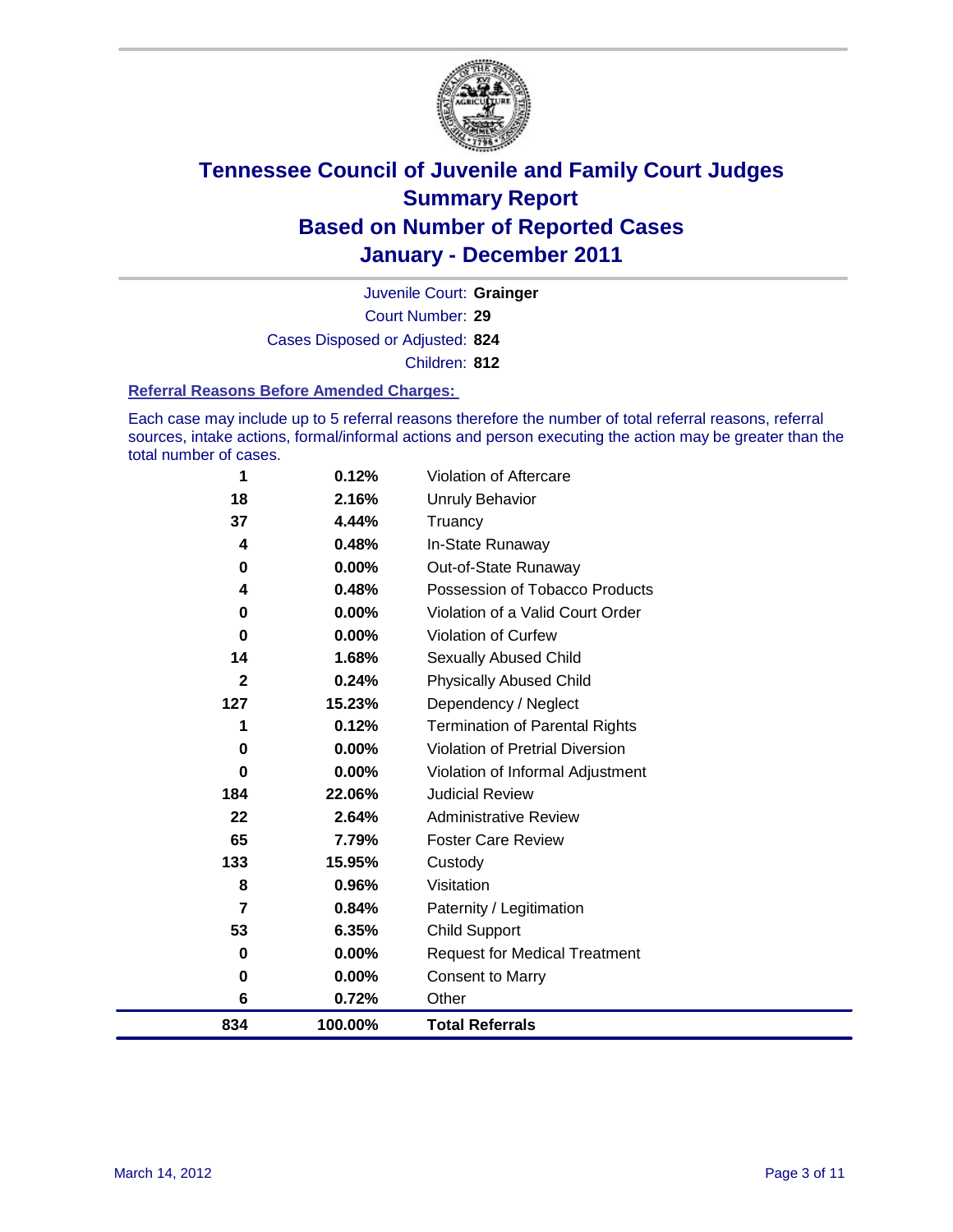# Tennessee Council of Juvenile and Family Court Judges
# Summary Report
# Based on Number of Reported Cases
# January - December 2011

Juvenile Court: **Grainger**

Court Number: **29**

Cases Disposed or Adjusted: **824**

Children: **812**

### Referral Reasons Before Amended Charges:

Each case may include up to 5 referral reasons therefore the number of total referral reasons, referral sources, intake actions, formal/informal actions and person executing the action may be greater than the total number of cases.

| | | |
|---|---|---|
| 1 | 0.12% | Violation of Aftercare |
| 18 | 2.16% | Unruly Behavior |
| 37 | 4.44% | Truancy |
| 4 | 0.48% | In-State Runaway |
| 0 | 0.00% | Out-of-State Runaway |
| 4 | 0.48% | Possession of Tobacco Products |
| 0 | 0.00% | Violation of a Valid Court Order |
| 0 | 0.00% | Violation of Curfew |
| 14 | 1.68% | Sexually Abused Child |
| 2 | 0.24% | Physically Abused Child |
| 127 | 15.23% | Dependency / Neglect |
| 1 | 0.12% | Termination of Parental Rights |
| 0 | 0.00% | Violation of Pretrial Diversion |
| 0 | 0.00% | Violation of Informal Adjustment |
| 184 | 22.06% | Judicial Review |
| 22 | 2.64% | Administrative Review |
| 65 | 7.79% | Foster Care Review |
| 133 | 15.95% | Custody |
| 8 | 0.96% | Visitation |
| 7 | 0.84% | Paternity / Legitimation |
| 53 | 6.35% | Child Support |
| 0 | 0.00% | Request for Medical Treatment |
| 0 | 0.00% | Consent to Marry |
| 6 | 0.72% | Other |
| **834** | **100.00%** | **Total Referrals** |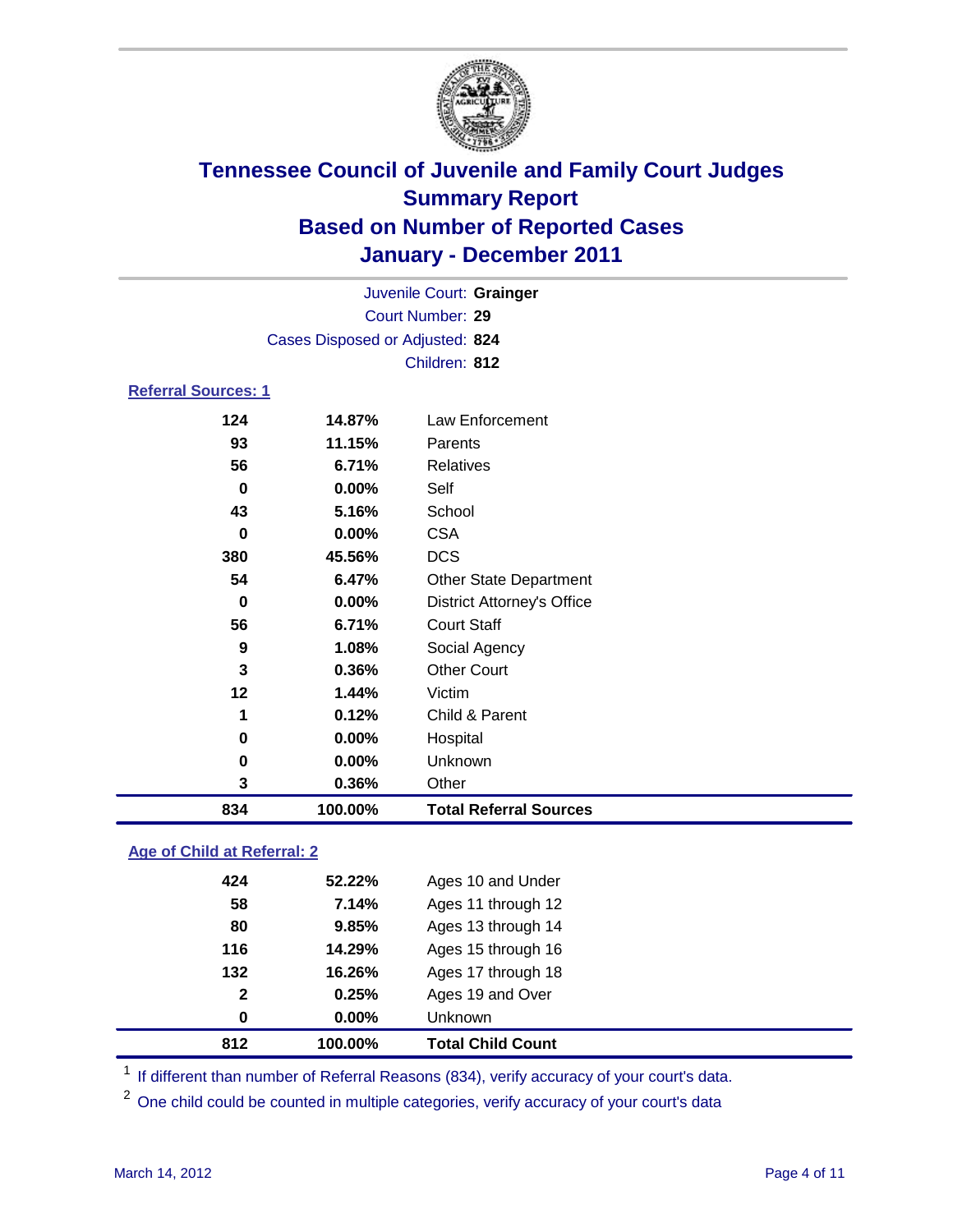# Tennessee Council of Juvenile and Family Court Judges
## Summary Report
## Based on Number of Reported Cases
## January - December 2011

Juvenile Court: **Grainger**
Court Number: **29**
Cases Disposed or Adjusted: **824**
Children: **812**

### Referral Sources: 1

| | | |
|---|---|---|
| 124 | 14.87% | Law Enforcement |
| 93 | 11.15% | Parents |
| 56 | 6.71% | Relatives |
| 0 | 0.00% | Self |
| 43 | 5.16% | School |
| 0 | 0.00% | CSA |
| 380 | 45.56% | DCS |
| 54 | 6.47% | Other State Department |
| 0 | 0.00% | District Attorney's Office |
| 56 | 6.71% | Court Staff |
| 9 | 1.08% | Social Agency |
| 3 | 0.36% | Other Court |
| 12 | 1.44% | Victim |
| 1 | 0.12% | Child & Parent |
| 0 | 0.00% | Hospital |
| 0 | 0.00% | Unknown |
| 3 | 0.36% | Other |
| **834** | **100.00%** | **Total Referral Sources** |

### Age of Child at Referral: 2

| | | |
|---|---|---|
| 424 | 52.22% | Ages 10 and Under |
| 58 | 7.14% | Ages 11 through 12 |
| 80 | 9.85% | Ages 13 through 14 |
| 116 | 14.29% | Ages 15 through 16 |
| 132 | 16.26% | Ages 17 through 18 |
| 2 | 0.25% | Ages 19 and Over |
| 0 | 0.00% | Unknown |
| **812** | **100.00%** | **Total Child Count** |

[1] If different than number of Referral Reasons (834), verify accuracy of your court's data.

[2] One child could be counted in multiple categories, verify accuracy of your court's data

March 14, 2012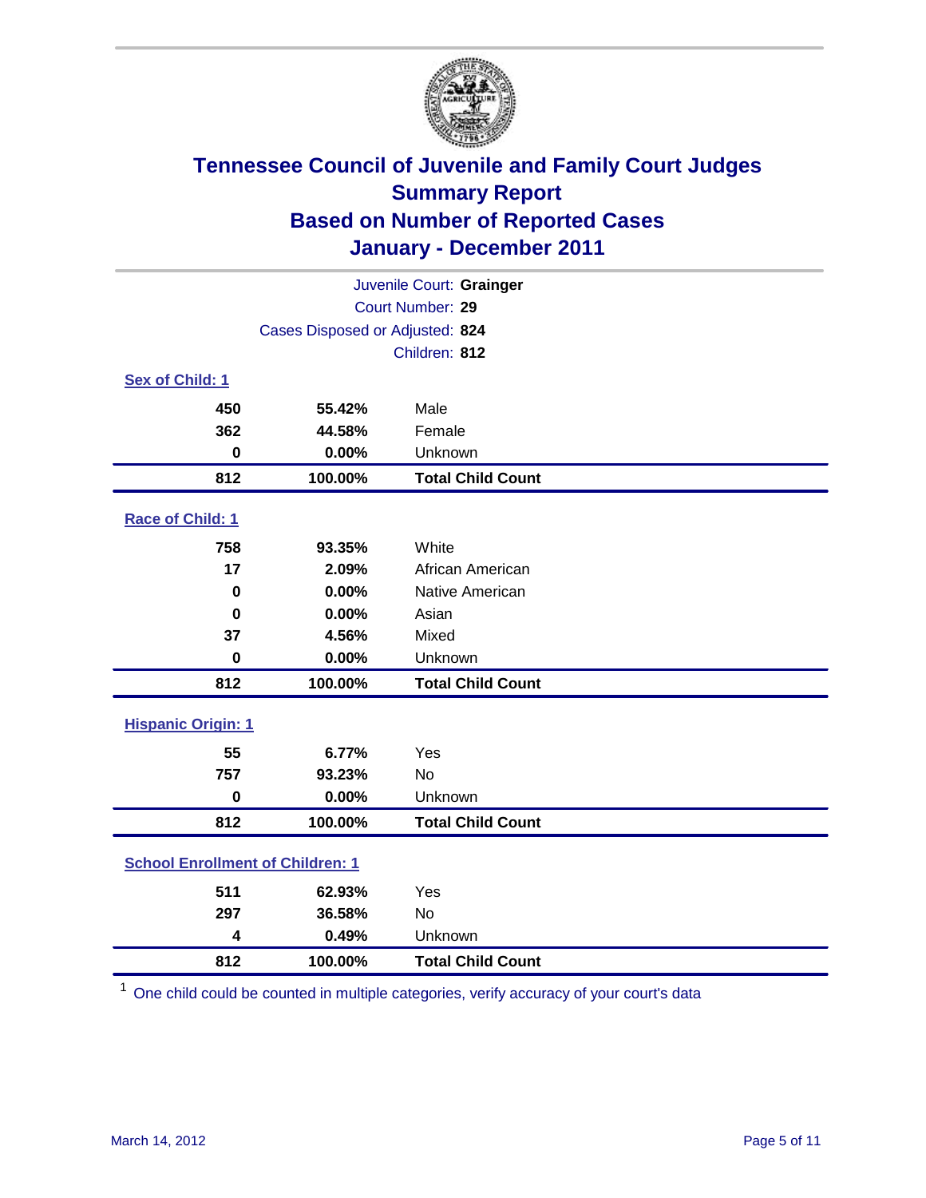# Tennessee Council of Juvenile and Family Court Judges
## Summary Report
## Based on Number of Reported Cases
## January - December 2011

Juvenile Court: **Grainger**

Court Number: **29**

Cases Disposed or Adjusted: **824**

Children: **812**

### Sex of Child: 1

| | | |
|---|---|---|
| 450 | 55.42% | Male |
| 362 | 44.58% | Female |
| 0 | 0.00% | Unknown |
| **812** | **100.00%** | **Total Child Count** |

### Race of Child: 1

| | | |
|---|---|---|
| 758 | 93.35% | White |
| 17 | 2.09% | African American |
| 0 | 0.00% | Native American |
| 0 | 0.00% | Asian |
| 37 | 4.56% | Mixed |
| 0 | 0.00% | Unknown |
| **812** | **100.00%** | **Total Child Count** |

### Hispanic Origin: 1

| | | |
|---|---|---|
| 55 | 6.77% | Yes |
| 757 | 93.23% | No |
| 0 | 0.00% | Unknown |
| **812** | **100.00%** | **Total Child Count** |

### School Enrollment of Children: 1

| | | |
|---|---|---|
| 511 | 62.93% | Yes |
| 297 | 36.58% | No |
| 4 | 0.49% | Unknown |
| **812** | **100.00%** | **Total Child Count** |

[1] One child could be counted in multiple categories, verify accuracy of your court's data

March 14, 2012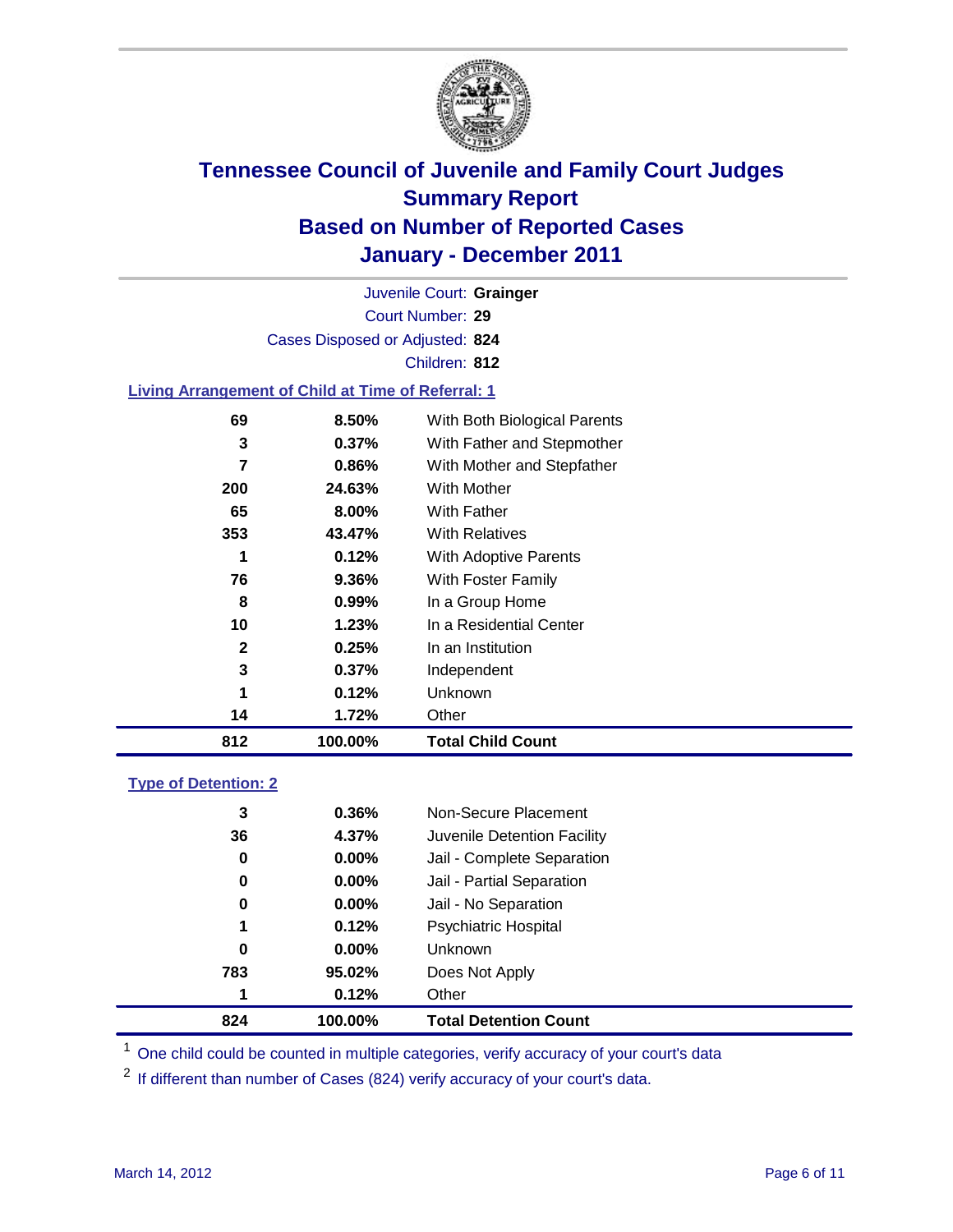# Tennessee Council of Juvenile and Family Court Judges
## Summary Report
## Based on Number of Reported Cases
## January - December 2011

Juvenile Court: **Grainger**

Court Number: **29**

Cases Disposed or Adjusted: **824**

Children: **812**

### Living Arrangement of Child at Time of Referral: 1

| Count | Percent | Category |
|---|---|---|
| 69 | 8.50% | With Both Biological Parents |
| 3 | 0.37% | With Father and Stepmother |
| 7 | 0.86% | With Mother and Stepfather |
| 200 | 24.63% | With Mother |
| 65 | 8.00% | With Father |
| 353 | 43.47% | With Relatives |
| 1 | 0.12% | With Adoptive Parents |
| 76 | 9.36% | With Foster Family |
| 8 | 0.99% | In a Group Home |
| 10 | 1.23% | In a Residential Center |
| 2 | 0.25% | In an Institution |
| 3 | 0.37% | Independent |
| 1 | 0.12% | Unknown |
| 14 | 1.72% | Other |
| **812** | **100.00%** | **Total Child Count** |

### Type of Detention: 2

| Count | Percent | Category |
|---|---|---|
| 3 | 0.36% | Non-Secure Placement |
| 36 | 4.37% | Juvenile Detention Facility |
| 0 | 0.00% | Jail - Complete Separation |
| 0 | 0.00% | Jail - Partial Separation |
| 0 | 0.00% | Jail - No Separation |
| 1 | 0.12% | Psychiatric Hospital |
| 0 | 0.00% | Unknown |
| 783 | 95.02% | Does Not Apply |
| 1 | 0.12% | Other |
| **824** | **100.00%** | **Total Detention Count** |

[1] One child could be counted in multiple categories, verify accuracy of your court's data

[2] If different than number of Cases (824) verify accuracy of your court's data.

March 14, 2012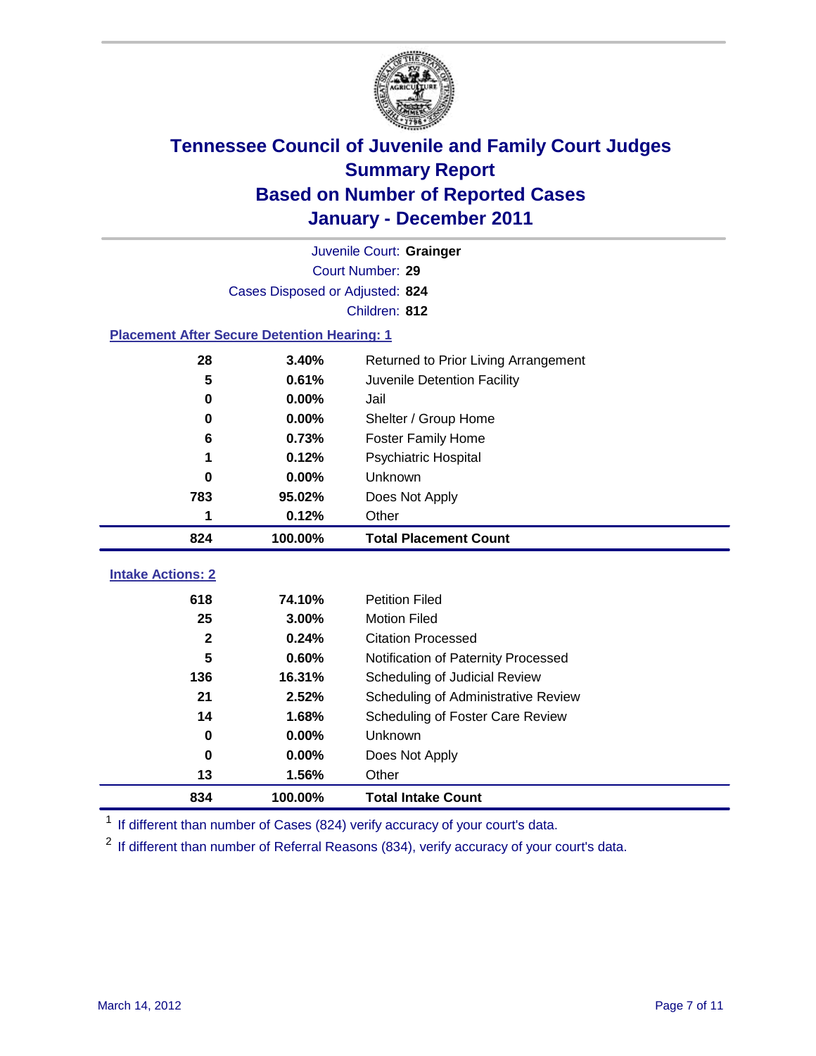# Tennessee Council of Juvenile and Family Court Judges
## Summary Report
## Based on Number of Reported Cases
## January - December 2011

Juvenile Court: **Grainger**
Court Number: **29**
Cases Disposed or Adjusted: **824**
Children: **812**

### Placement After Secure Detention Hearing: 1

| Count | Percent | Placement |
|---|---|---|
| 28 | 3.40% | Returned to Prior Living Arrangement |
| 5 | 0.61% | Juvenile Detention Facility |
| 0 | 0.00% | Jail |
| 0 | 0.00% | Shelter / Group Home |
| 6 | 0.73% | Foster Family Home |
| 1 | 0.12% | Psychiatric Hospital |
| 0 | 0.00% | Unknown |
| 783 | 95.02% | Does Not Apply |
| 1 | 0.12% | Other |
| **824** | **100.00%** | **Total Placement Count** |

### Intake Actions: 2

| Count | Percent | Intake Action |
|---|---|---|
| 618 | 74.10% | Petition Filed |
| 25 | 3.00% | Motion Filed |
| 2 | 0.24% | Citation Processed |
| 5 | 0.60% | Notification of Paternity Processed |
| 136 | 16.31% | Scheduling of Judicial Review |
| 21 | 2.52% | Scheduling of Administrative Review |
| 14 | 1.68% | Scheduling of Foster Care Review |
| 0 | 0.00% | Unknown |
| 0 | 0.00% | Does Not Apply |
| 13 | 1.56% | Other |
| **834** | **100.00%** | **Total Intake Count** |

[1] If different than number of Cases (824) verify accuracy of your court's data.

[2] If different than number of Referral Reasons (834), verify accuracy of your court's data.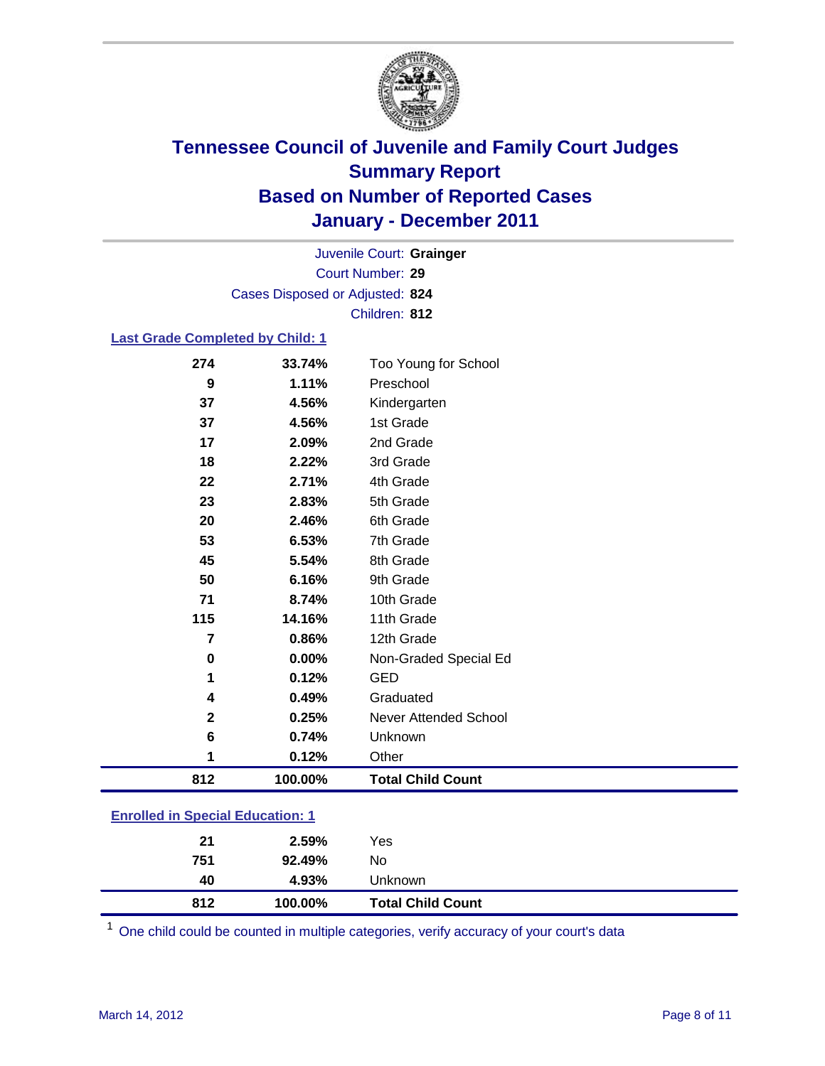# Tennessee Council of Juvenile and Family Court Judges
## Summary Report
## Based on Number of Reported Cases
## January - December 2011

Juvenile Court: **Grainger**

Court Number: **29**

Cases Disposed or Adjusted: **824**

Children: **812**

### Last Grade Completed by Child: 1

| Count | Percent | Category |
|---|---|---|
| 274 | 33.74% | Too Young for School |
| 9 | 1.11% | Preschool |
| 37 | 4.56% | Kindergarten |
| 37 | 4.56% | 1st Grade |
| 17 | 2.09% | 2nd Grade |
| 18 | 2.22% | 3rd Grade |
| 22 | 2.71% | 4th Grade |
| 23 | 2.83% | 5th Grade |
| 20 | 2.46% | 6th Grade |
| 53 | 6.53% | 7th Grade |
| 45 | 5.54% | 8th Grade |
| 50 | 6.16% | 9th Grade |
| 71 | 8.74% | 10th Grade |
| 115 | 14.16% | 11th Grade |
| 7 | 0.86% | 12th Grade |
| 0 | 0.00% | Non-Graded Special Ed |
| 1 | 0.12% | GED |
| 4 | 0.49% | Graduated |
| 2 | 0.25% | Never Attended School |
| 6 | 0.74% | Unknown |
| 1 | 0.12% | Other |
| **812** | **100.00%** | **Total Child Count** |

### Enrolled in Special Education: 1

| Count | Percent | Category |
|---|---|---|
| 21 | 2.59% | Yes |
| 751 | 92.49% | No |
| 40 | 4.93% | Unknown |
| **812** | **100.00%** | **Total Child Count** |

[1] One child could be counted in multiple categories, verify accuracy of your court's data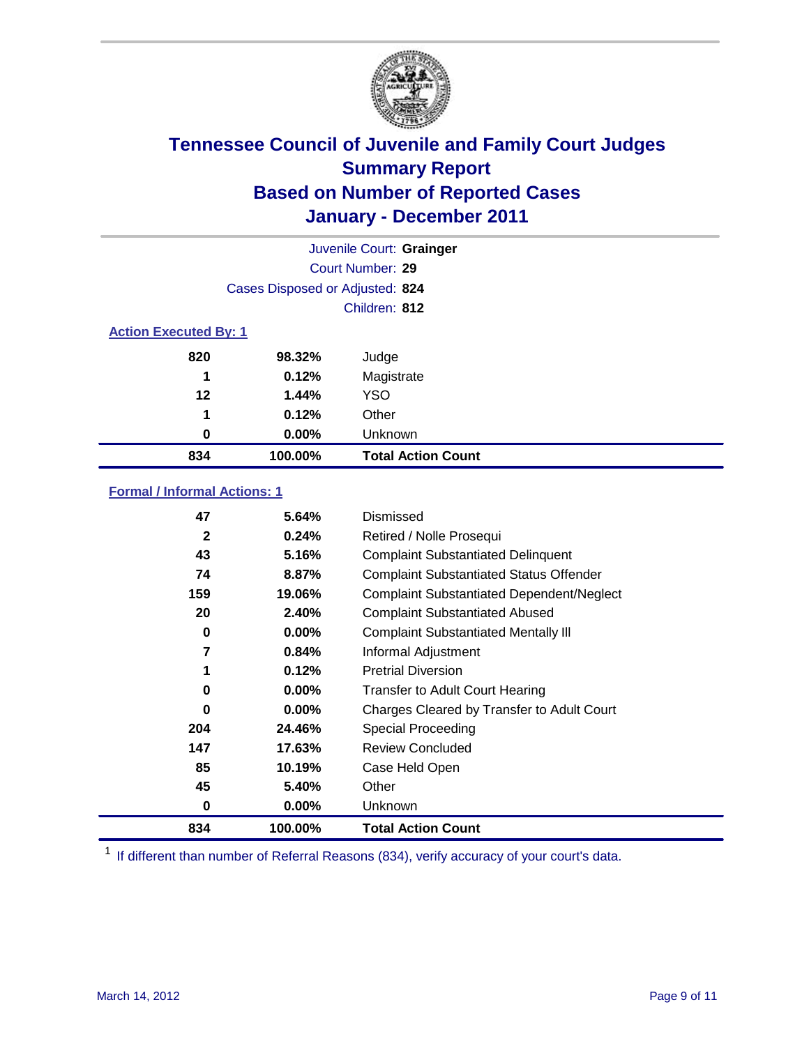# Tennessee Council of Juvenile and Family Court Judges
## Summary Report
## Based on Number of Reported Cases
## January - December 2011

Juvenile Court: **Grainger**

Court Number: **29**

Cases Disposed or Adjusted: **824**

Children: **812**

### Action Executed By: 1

| | | |
|---|---|---|
| 820 | 98.32% | Judge |
| 1 | 0.12% | Magistrate |
| 12 | 1.44% | YSO |
| 1 | 0.12% | Other |
| 0 | 0.00% | Unknown |
| **834** | **100.00%** | **Total Action Count** |

### Formal / Informal Actions: 1

| | | |
|---|---|---|
| 47 | 5.64% | Dismissed |
| 2 | 0.24% | Retired / Nolle Prosequi |
| 43 | 5.16% | Complaint Substantiated Delinquent |
| 74 | 8.87% | Complaint Substantiated Status Offender |
| 159 | 19.06% | Complaint Substantiated Dependent/Neglect |
| 20 | 2.40% | Complaint Substantiated Abused |
| 0 | 0.00% | Complaint Substantiated Mentally Ill |
| 7 | 0.84% | Informal Adjustment |
| 1 | 0.12% | Pretrial Diversion |
| 0 | 0.00% | Transfer to Adult Court Hearing |
| 0 | 0.00% | Charges Cleared by Transfer to Adult Court |
| 204 | 24.46% | Special Proceeding |
| 147 | 17.63% | Review Concluded |
| 85 | 10.19% | Case Held Open |
| 45 | 5.40% | Other |
| 0 | 0.00% | Unknown |
| **834** | **100.00%** | **Total Action Count** |

[1] If different than number of Referral Reasons (834), verify accuracy of your court's data.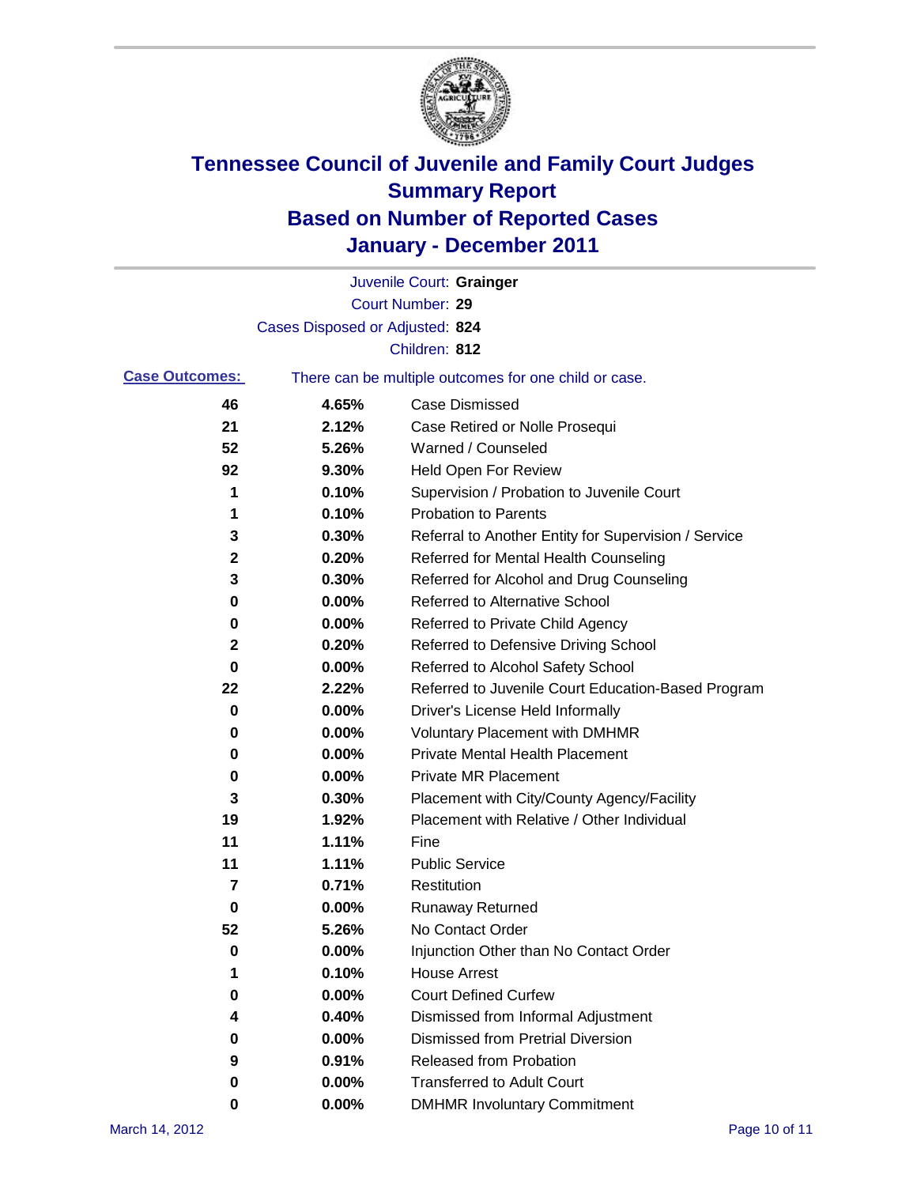# Tennessee Council of Juvenile and Family Court Judges
# Summary Report
# Based on Number of Reported Cases
# January - December 2011

Juvenile Court: **Grainger**

Court Number: **29**

Cases Disposed or Adjusted: **824**

Children: **812**

**Case Outcomes:** There can be multiple outcomes for one child or case.

| | | |
|---|---|---|
| **46** | **4.65%** | Case Dismissed |
| **21** | **2.12%** | Case Retired or Nolle Prosequi |
| **52** | **5.26%** | Warned / Counseled |
| **92** | **9.30%** | Held Open For Review |
| **1** | **0.10%** | Supervision / Probation to Juvenile Court |
| **1** | **0.10%** | Probation to Parents |
| **3** | **0.30%** | Referral to Another Entity for Supervision / Service |
| **2** | **0.20%** | Referred for Mental Health Counseling |
| **3** | **0.30%** | Referred for Alcohol and Drug Counseling |
| **0** | **0.00%** | Referred to Alternative School |
| **0** | **0.00%** | Referred to Private Child Agency |
| **2** | **0.20%** | Referred to Defensive Driving School |
| **0** | **0.00%** | Referred to Alcohol Safety School |
| **22** | **2.22%** | Referred to Juvenile Court Education-Based Program |
| **0** | **0.00%** | Driver's License Held Informally |
| **0** | **0.00%** | Voluntary Placement with DMHMR |
| **0** | **0.00%** | Private Mental Health Placement |
| **0** | **0.00%** | Private MR Placement |
| **3** | **0.30%** | Placement with City/County Agency/Facility |
| **19** | **1.92%** | Placement with Relative / Other Individual |
| **11** | **1.11%** | Fine |
| **11** | **1.11%** | Public Service |
| **7** | **0.71%** | Restitution |
| **0** | **0.00%** | Runaway Returned |
| **52** | **5.26%** | No Contact Order |
| **0** | **0.00%** | Injunction Other than No Contact Order |
| **1** | **0.10%** | House Arrest |
| **0** | **0.00%** | Court Defined Curfew |
| **4** | **0.40%** | Dismissed from Informal Adjustment |
| **0** | **0.00%** | Dismissed from Pretrial Diversion |
| **9** | **0.91%** | Released from Probation |
| **0** | **0.00%** | Transferred to Adult Court |
| **0** | **0.00%** | DMHMR Involuntary Commitment |

March 14, 2012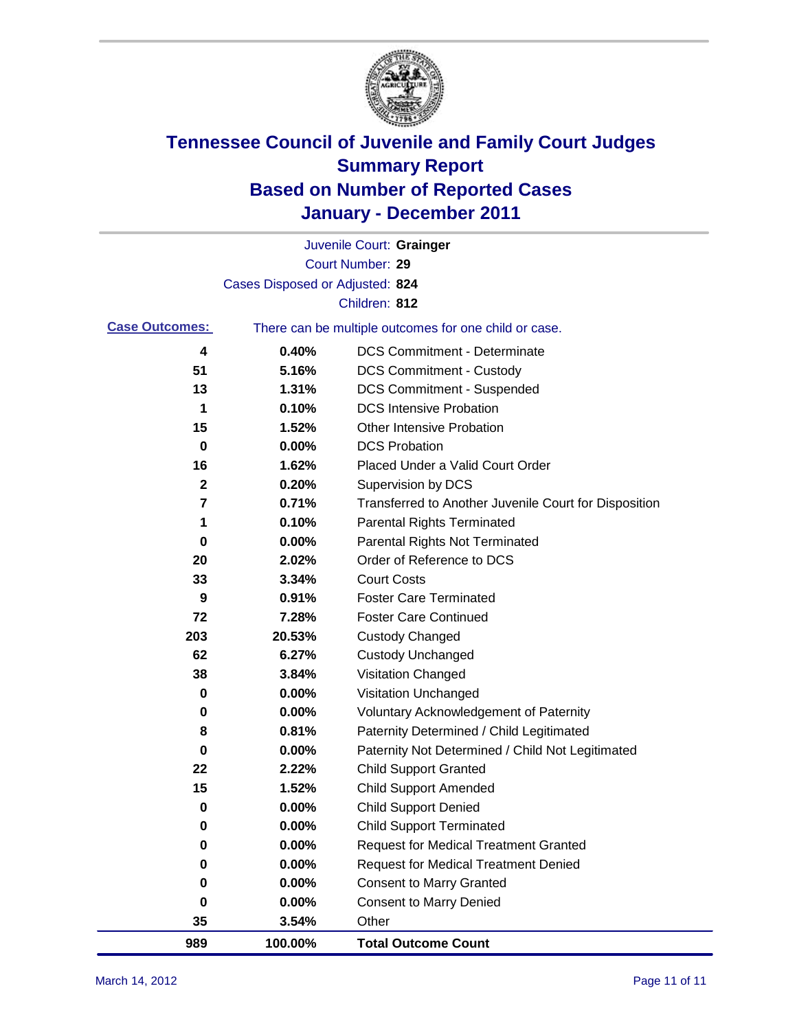# Tennessee Council of Juvenile and Family Court Judges
# Summary Report
# Based on Number of Reported Cases
# January - December 2011

Juvenile Court: **Grainger**

Court Number: **29**

Cases Disposed or Adjusted: **824**

Children: **812**

**Case Outcomes:** There can be multiple outcomes for one child or case.

| | | |
|---|---|---|
| 4 | 0.40% | DCS Commitment - Determinate |
| 51 | 5.16% | DCS Commitment - Custody |
| 13 | 1.31% | DCS Commitment - Suspended |
| 1 | 0.10% | DCS Intensive Probation |
| 15 | 1.52% | Other Intensive Probation |
| 0 | 0.00% | DCS Probation |
| 16 | 1.62% | Placed Under a Valid Court Order |
| 2 | 0.20% | Supervision by DCS |
| 7 | 0.71% | Transferred to Another Juvenile Court for Disposition |
| 1 | 0.10% | Parental Rights Terminated |
| 0 | 0.00% | Parental Rights Not Terminated |
| 20 | 2.02% | Order of Reference to DCS |
| 33 | 3.34% | Court Costs |
| 9 | 0.91% | Foster Care Terminated |
| 72 | 7.28% | Foster Care Continued |
| 203 | 20.53% | Custody Changed |
| 62 | 6.27% | Custody Unchanged |
| 38 | 3.84% | Visitation Changed |
| 0 | 0.00% | Visitation Unchanged |
| 0 | 0.00% | Voluntary Acknowledgement of Paternity |
| 8 | 0.81% | Paternity Determined / Child Legitimated |
| 0 | 0.00% | Paternity Not Determined / Child Not Legitimated |
| 22 | 2.22% | Child Support Granted |
| 15 | 1.52% | Child Support Amended |
| 0 | 0.00% | Child Support Denied |
| 0 | 0.00% | Child Support Terminated |
| 0 | 0.00% | Request for Medical Treatment Granted |
| 0 | 0.00% | Request for Medical Treatment Denied |
| 0 | 0.00% | Consent to Marry Granted |
| 0 | 0.00% | Consent to Marry Denied |
| 35 | 3.54% | Other |
| **989** | **100.00%** | **Total Outcome Count** |